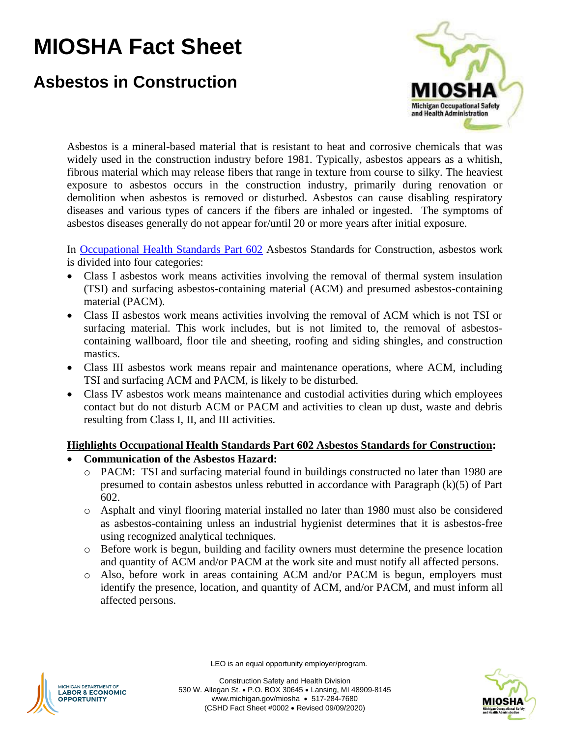# MIOSHA Fact Sheet

## Asbestos in Construction

Asbestos is a mineral-based material that is resistant to heat and corrosive chemicals that was widely used in the construction industry before 1981. Typically, asbestos appears as a whitish, fibrous material which may release fibers that range in texture from course to silky. The heaviest exposure to asbestos occurs in the construction industry, primarily during renovation or demolition when asbestos is removed or disturbed. Asbestos can cause disabling respiratory diseases and various types of cancers if the fibers are inhaled or ingested. The symptoms of asbestos diseases generally do not appear for/until 20 or more years after initial exposure.

In Occupational Health Standards Part 602 Asbestos Standards for Construction, asbestos work is divided into four categories:

- Class I asbestos work means activities involving the removal of thermal system insulation (TSI) and surfacing asbestos-containing material (ACM) and presumed asbestos-containing material (PACM).
- Class II asbestos work means activities involving the removal of ACM which is not TSI or surfacing material. This work includes, but is not limited to, the removal of asbestos-containing wallboard, floor tile and sheeting, roofing and siding shingles, and construction mastics.
- Class III asbestos work means repair and maintenance operations, where ACM, including TSI and surfacing ACM and PACM, is likely to be disturbed.
- Class IV asbestos work means maintenance and custodial activities during which employees contact but do not disturb ACM or PACM and activities to clean up dust, waste and debris resulting from Class I, II, and III activities.

**Highlights Occupational Health Standards Part 602 Asbestos Standards for Construction:**

- **Communication of the Asbestos Hazard:**
  - PACM: TSI and surfacing material found in buildings constructed no later than 1980 are presumed to contain asbestos unless rebutted in accordance with Paragraph (k)(5) of Part 602.
  - Asphalt and vinyl flooring material installed no later than 1980 must also be considered as asbestos-containing unless an industrial hygienist determines that it is asbestos-free using recognized analytical techniques.
  - Before work is begun, building and facility owners must determine the presence location and quantity of ACM and/or PACM at the work site and must notify all affected persons.
  - Also, before work in areas containing ACM and/or PACM is begun, employers must identify the presence, location, and quantity of ACM, and/or PACM, and must inform all affected persons.

LEO is an equal opportunity employer/program.

Construction Safety and Health Division
530 W. Allegan St. • P.O. BOX 30645 • Lansing, MI 48909-8145
www.michigan.gov/miosha • 517-284-7680
(CSHD Fact Sheet #0002 • Revised 09/09/2020)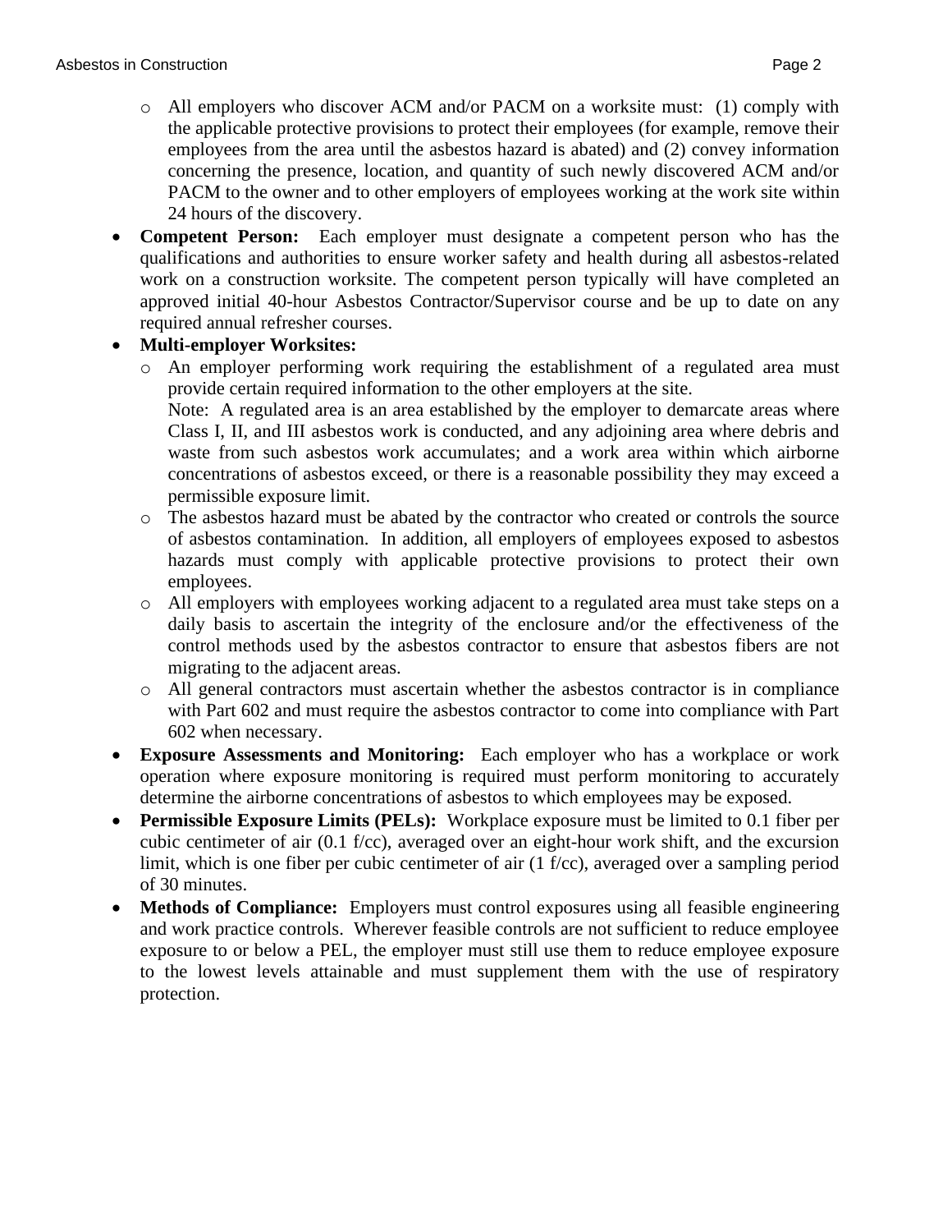- All employers who discover ACM and/or PACM on a worksite must: (1) comply with the applicable protective provisions to protect their employees (for example, remove their employees from the area until the asbestos hazard is abated) and (2) convey information concerning the presence, location, and quantity of such newly discovered ACM and/or PACM to the owner and to other employers of employees working at the work site within 24 hours of the discovery.

- **Competent Person:** Each employer must designate a competent person who has the qualifications and authorities to ensure worker safety and health during all asbestos-related work on a construction worksite. The competent person typically will have completed an approved initial 40-hour Asbestos Contractor/Supervisor course and be up to date on any required annual refresher courses.
- **Multi-employer Worksites:**
  - An employer performing work requiring the establishment of a regulated area must provide certain required information to the other employers at the site.
    Note: A regulated area is an area established by the employer to demarcate areas where Class I, II, and III asbestos work is conducted, and any adjoining area where debris and waste from such asbestos work accumulates; and a work area within which airborne concentrations of asbestos exceed, or there is a reasonable possibility they may exceed a permissible exposure limit.
  - The asbestos hazard must be abated by the contractor who created or controls the source of asbestos contamination. In addition, all employers of employees exposed to asbestos hazards must comply with applicable protective provisions to protect their own employees.
  - All employers with employees working adjacent to a regulated area must take steps on a daily basis to ascertain the integrity of the enclosure and/or the effectiveness of the control methods used by the asbestos contractor to ensure that asbestos fibers are not migrating to the adjacent areas.
  - All general contractors must ascertain whether the asbestos contractor is in compliance with Part 602 and must require the asbestos contractor to come into compliance with Part 602 when necessary.
- **Exposure Assessments and Monitoring:** Each employer who has a workplace or work operation where exposure monitoring is required must perform monitoring to accurately determine the airborne concentrations of asbestos to which employees may be exposed.
- **Permissible Exposure Limits (PELs):** Workplace exposure must be limited to 0.1 fiber per cubic centimeter of air (0.1 f/cc), averaged over an eight-hour work shift, and the excursion limit, which is one fiber per cubic centimeter of air (1 f/cc), averaged over a sampling period of 30 minutes.
- **Methods of Compliance:** Employers must control exposures using all feasible engineering and work practice controls. Wherever feasible controls are not sufficient to reduce employee exposure to or below a PEL, the employer must still use them to reduce employee exposure to the lowest levels attainable and must supplement them with the use of respiratory protection.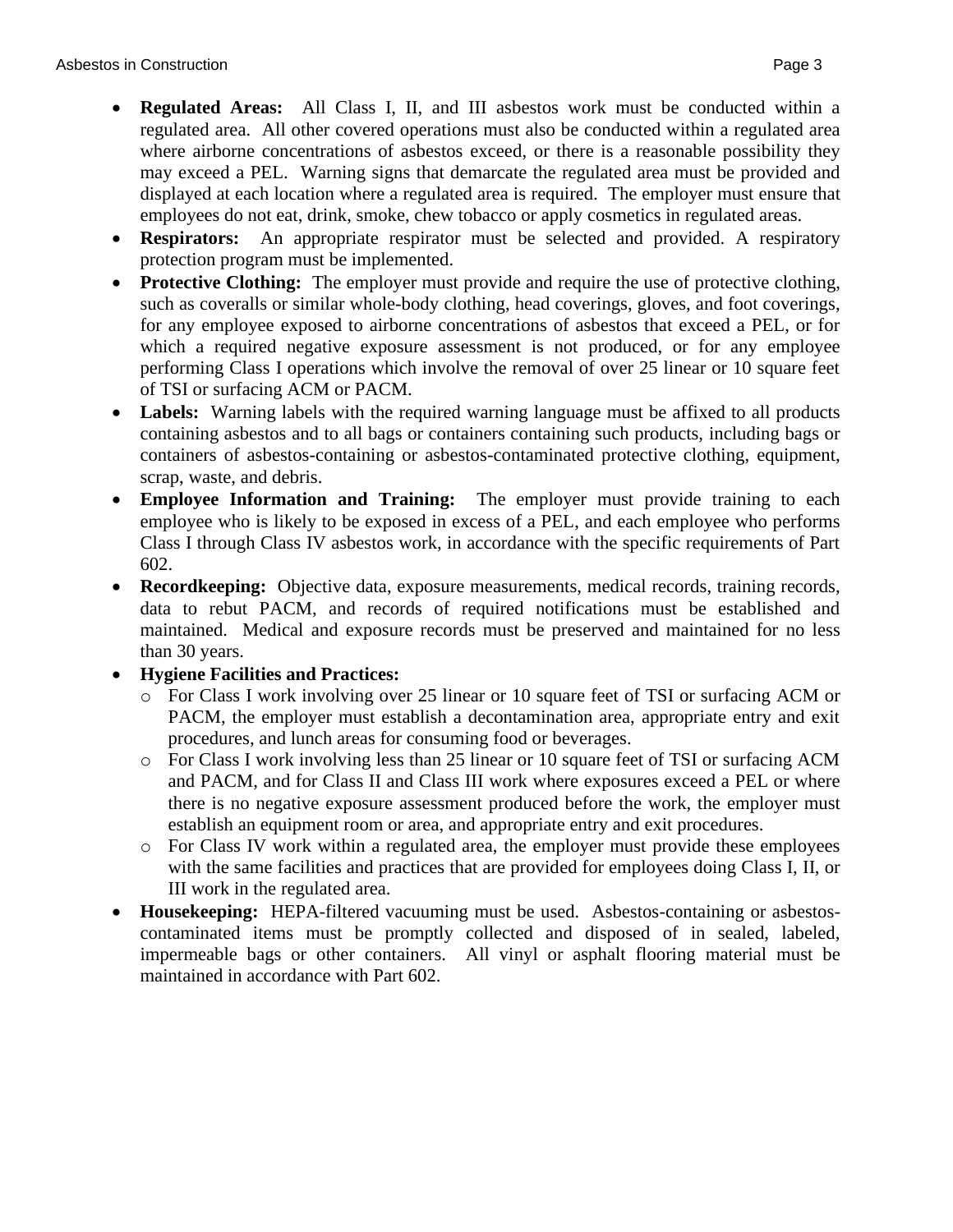- **Regulated Areas:** All Class I, II, and III asbestos work must be conducted within a regulated area. All other covered operations must also be conducted within a regulated area where airborne concentrations of asbestos exceed, or there is a reasonable possibility they may exceed a PEL. Warning signs that demarcate the regulated area must be provided and displayed at each location where a regulated area is required. The employer must ensure that employees do not eat, drink, smoke, chew tobacco or apply cosmetics in regulated areas.
- **Respirators:** An appropriate respirator must be selected and provided. A respiratory protection program must be implemented.
- **Protective Clothing:** The employer must provide and require the use of protective clothing, such as coveralls or similar whole-body clothing, head coverings, gloves, and foot coverings, for any employee exposed to airborne concentrations of asbestos that exceed a PEL, or for which a required negative exposure assessment is not produced, or for any employee performing Class I operations which involve the removal of over 25 linear or 10 square feet of TSI or surfacing ACM or PACM.
- **Labels:** Warning labels with the required warning language must be affixed to all products containing asbestos and to all bags or containers containing such products, including bags or containers of asbestos-containing or asbestos-contaminated protective clothing, equipment, scrap, waste, and debris.
- **Employee Information and Training:** The employer must provide training to each employee who is likely to be exposed in excess of a PEL, and each employee who performs Class I through Class IV asbestos work, in accordance with the specific requirements of Part 602.
- **Recordkeeping:** Objective data, exposure measurements, medical records, training records, data to rebut PACM, and records of required notifications must be established and maintained. Medical and exposure records must be preserved and maintained for no less than 30 years.
- **Hygiene Facilities and Practices:**
  - For Class I work involving over 25 linear or 10 square feet of TSI or surfacing ACM or PACM, the employer must establish a decontamination area, appropriate entry and exit procedures, and lunch areas for consuming food or beverages.
  - For Class I work involving less than 25 linear or 10 square feet of TSI or surfacing ACM and PACM, and for Class II and Class III work where exposures exceed a PEL or where there is no negative exposure assessment produced before the work, the employer must establish an equipment room or area, and appropriate entry and exit procedures.
  - For Class IV work within a regulated area, the employer must provide these employees with the same facilities and practices that are provided for employees doing Class I, II, or III work in the regulated area.
- **Housekeeping:** HEPA-filtered vacuuming must be used. Asbestos-containing or asbestos-contaminated items must be promptly collected and disposed of in sealed, labeled, impermeable bags or other containers. All vinyl or asphalt flooring material must be maintained in accordance with Part 602.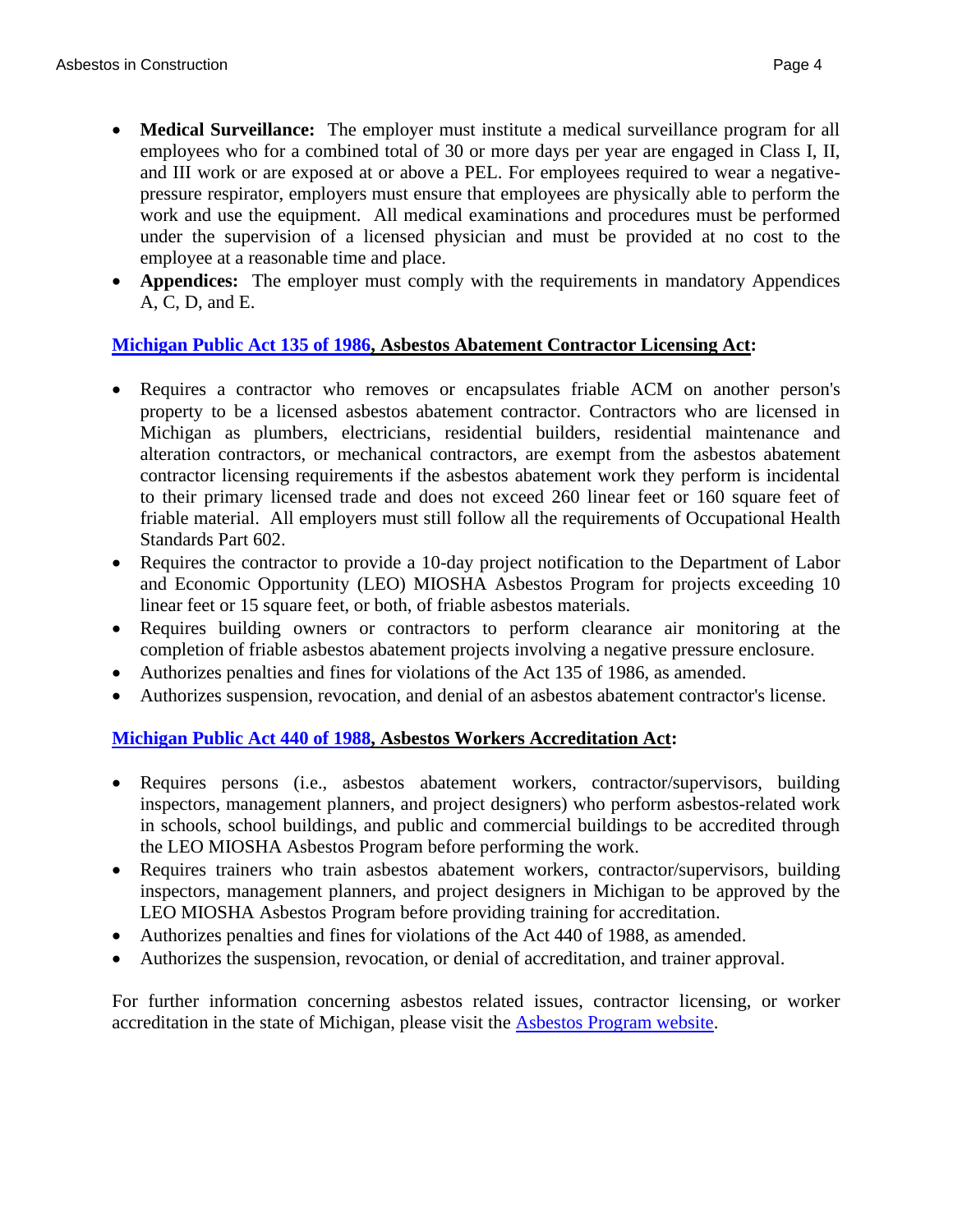- **Medical Surveillance:** The employer must institute a medical surveillance program for all employees who for a combined total of 30 or more days per year are engaged in Class I, II, and III work or are exposed at or above a PEL. For employees required to wear a negative-pressure respirator, employers must ensure that employees are physically able to perform the work and use the equipment. All medical examinations and procedures must be performed under the supervision of a licensed physician and must be provided at no cost to the employee at a reasonable time and place.
- **Appendices:** The employer must comply with the requirements in mandatory Appendices A, C, D, and E.

**Michigan Public Act 135 of 1986, Asbestos Abatement Contractor Licensing Act:**

- Requires a contractor who removes or encapsulates friable ACM on another person's property to be a licensed asbestos abatement contractor. Contractors who are licensed in Michigan as plumbers, electricians, residential builders, residential maintenance and alteration contractors, or mechanical contractors, are exempt from the asbestos abatement contractor licensing requirements if the asbestos abatement work they perform is incidental to their primary licensed trade and does not exceed 260 linear feet or 160 square feet of friable material. All employers must still follow all the requirements of Occupational Health Standards Part 602.
- Requires the contractor to provide a 10-day project notification to the Department of Labor and Economic Opportunity (LEO) MIOSHA Asbestos Program for projects exceeding 10 linear feet or 15 square feet, or both, of friable asbestos materials.
- Requires building owners or contractors to perform clearance air monitoring at the completion of friable asbestos abatement projects involving a negative pressure enclosure.
- Authorizes penalties and fines for violations of the Act 135 of 1986, as amended.
- Authorizes suspension, revocation, and denial of an asbestos abatement contractor's license.

**Michigan Public Act 440 of 1988, Asbestos Workers Accreditation Act:**

- Requires persons (i.e., asbestos abatement workers, contractor/supervisors, building inspectors, management planners, and project designers) who perform asbestos-related work in schools, school buildings, and public and commercial buildings to be accredited through the LEO MIOSHA Asbestos Program before performing the work.
- Requires trainers who train asbestos abatement workers, contractor/supervisors, building inspectors, management planners, and project designers in Michigan to be approved by the LEO MIOSHA Asbestos Program before providing training for accreditation.
- Authorizes penalties and fines for violations of the Act 440 of 1988, as amended.
- Authorizes the suspension, revocation, or denial of accreditation, and trainer approval.

For further information concerning asbestos related issues, contractor licensing, or worker accreditation in the state of Michigan, please visit the Asbestos Program website.